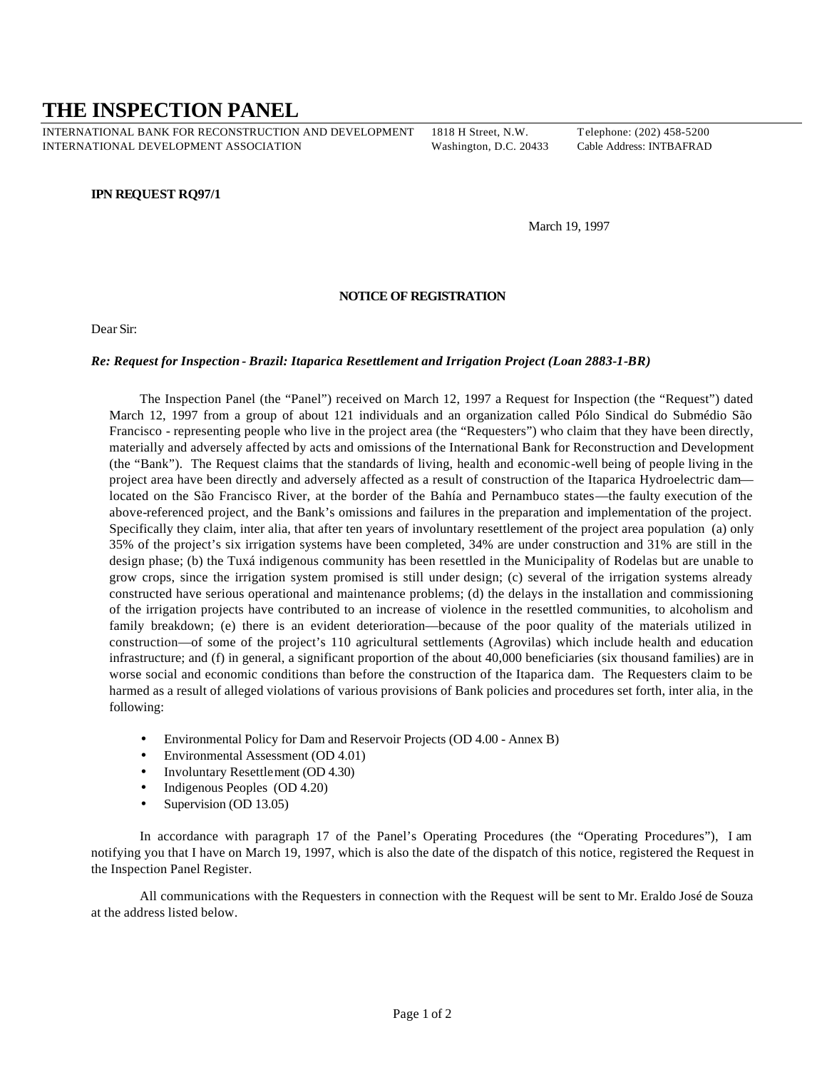# THE INSPECTION PANEL

INTERNATIONAL BANK FOR RECONSTRUCTION AND DEVELOPMENT 1818 H Street, N.W. Telephone: (202) 458-5200
INTERNATIONAL DEVELOPMENT ASSOCIATION Washington, D.C. 20433 Cable Address: INTBAFRAD

**IPN REQUEST RQ97/1**

March 19, 1997

**NOTICE OF REGISTRATION**

Dear Sir:

***Re: Request for Inspection - Brazil: Itaparica Resettlement and Irrigation Project (Loan 2883-1-BR)***

The Inspection Panel (the "Panel") received on March 12, 1997 a Request for Inspection (the "Request") dated March 12, 1997 from a group of about 121 individuals and an organization called Pólo Sindical do Submédio São Francisco - representing people who live in the project area (the "Requesters") who claim that they have been directly, materially and adversely affected by acts and omissions of the International Bank for Reconstruction and Development (the "Bank"). The Request claims that the standards of living, health and economic-well being of people living in the project area have been directly and adversely affected as a result of construction of the Itaparica Hydroelectric dam—located on the São Francisco River, at the border of the Bahía and Pernambuco states—the faulty execution of the above-referenced project, and the Bank's omissions and failures in the preparation and implementation of the project. Specifically they claim, inter alia, that after ten years of involuntary resettlement of the project area population (a) only 35% of the project's six irrigation systems have been completed, 34% are under construction and 31% are still in the design phase; (b) the Tuxá indigenous community has been resettled in the Municipality of Rodelas but are unable to grow crops, since the irrigation system promised is still under design; (c) several of the irrigation systems already constructed have serious operational and maintenance problems; (d) the delays in the installation and commissioning of the irrigation projects have contributed to an increase of violence in the resettled communities, to alcoholism and family breakdown; (e) there is an evident deterioration—because of the poor quality of the materials utilized in construction—of some of the project's 110 agricultural settlements (Agrovilas) which include health and education infrastructure; and (f) in general, a significant proportion of the about 40,000 beneficiaries (six thousand families) are in worse social and economic conditions than before the construction of the Itaparica dam. The Requesters claim to be harmed as a result of alleged violations of various provisions of Bank policies and procedures set forth, inter alia, in the following:

- Environmental Policy for Dam and Reservoir Projects (OD 4.00 - Annex B)
- Environmental Assessment (OD 4.01)
- Involuntary Resettlement (OD 4.30)
- Indigenous Peoples (OD 4.20)
- Supervision (OD 13.05)

In accordance with paragraph 17 of the Panel's Operating Procedures (the "Operating Procedures"), I am notifying you that I have on March 19, 1997, which is also the date of the dispatch of this notice, registered the Request in the Inspection Panel Register.

All communications with the Requesters in connection with the Request will be sent to Mr. Eraldo José de Souza at the address listed below.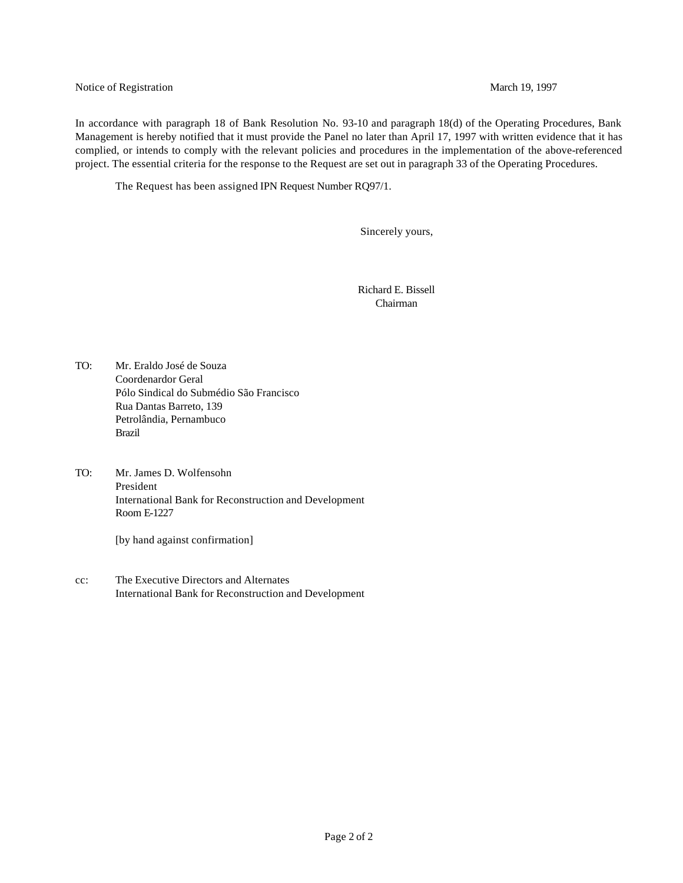Notice of Registration March 19, 1997

In accordance with paragraph 18 of Bank Resolution No. 93-10 and paragraph 18(d) of the Operating Procedures, Bank Management is hereby notified that it must provide the Panel no later than April 17, 1997 with written evidence that it has complied, or intends to comply with the relevant policies and procedures in the implementation of the above-referenced project. The essential criteria for the response to the Request are set out in paragraph 33 of the Operating Procedures.

The Request has been assigned IPN Request Number RQ97/1.

Sincerely yours,

Richard E. Bissell
Chairman

TO: Mr. Eraldo José de Souza
Coordenardor Geral
Pólo Sindical do Submédio São Francisco
Rua Dantas Barreto, 139
Petrolândia, Pernambuco
Brazil

TO: Mr. James D. Wolfensohn
President
International Bank for Reconstruction and Development
Room E-1227

[by hand against confirmation]

cc: The Executive Directors and Alternates
International Bank for Reconstruction and Development